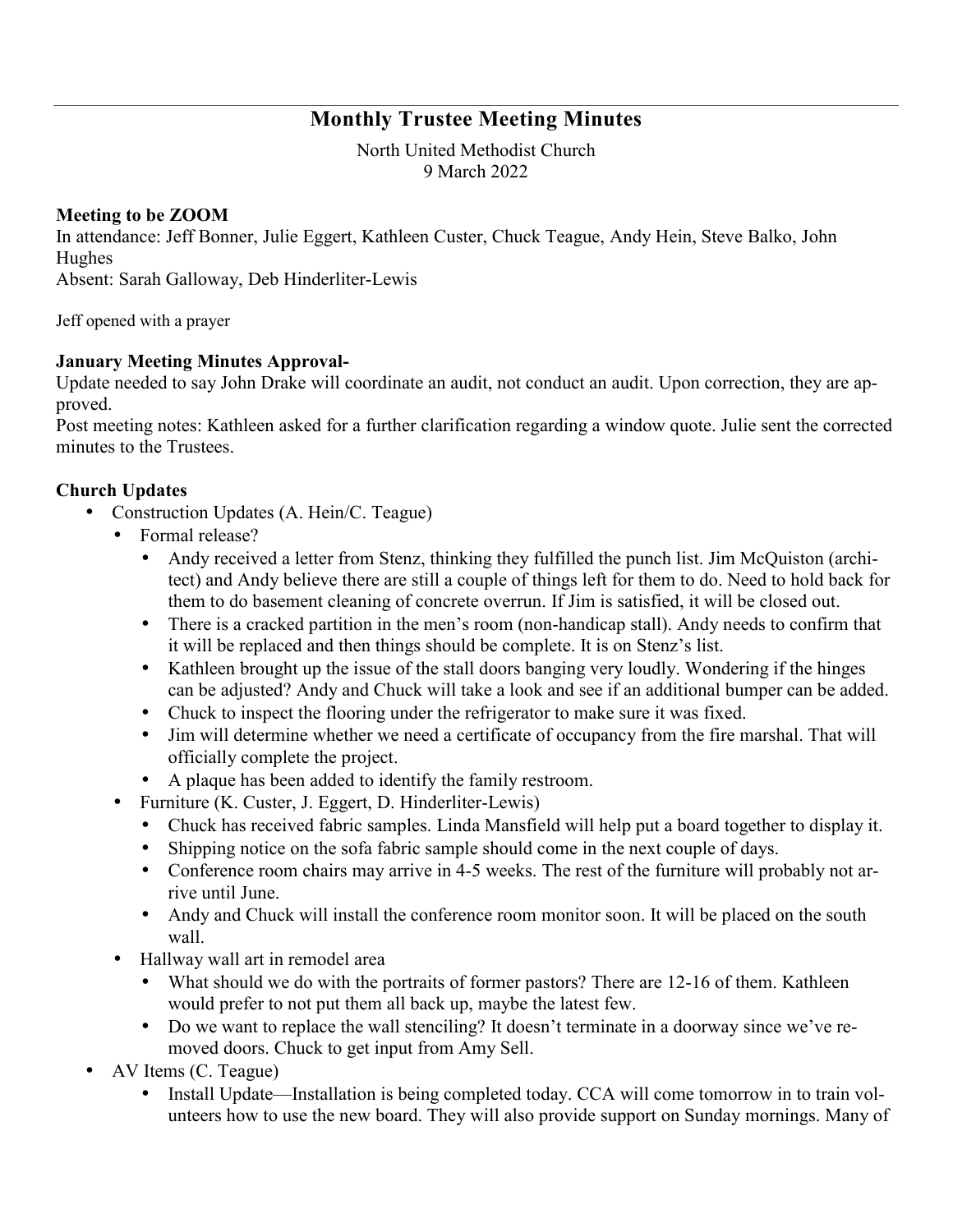# Monthly Trustee Meeting Minutes

North United Methodist Church
9 March 2022

**Meeting to be ZOOM**
In attendance: Jeff Bonner, Julie Eggert, Kathleen Custer, Chuck Teague, Andy Hein, Steve Balko, John Hughes
Absent: Sarah Galloway, Deb Hinderliter-Lewis

Jeff opened with a prayer

**January Meeting Minutes Approval-**
Update needed to say John Drake will coordinate an audit, not conduct an audit. Upon correction, they are approved.
Post meeting notes: Kathleen asked for a further clarification regarding a window quote. Julie sent the corrected minutes to the Trustees.

**Church Updates**

- Construction Updates (A. Hein/C. Teague)
  - Formal release?
    - Andy received a letter from Stenz, thinking they fulfilled the punch list. Jim McQuiston (architect) and Andy believe there are still a couple of things left for them to do. Need to hold back for them to do basement cleaning of concrete overrun. If Jim is satisfied, it will be closed out.
    - There is a cracked partition in the men's room (non-handicap stall). Andy needs to confirm that it will be replaced and then things should be complete. It is on Stenz's list.
    - Kathleen brought up the issue of the stall doors banging very loudly. Wondering if the hinges can be adjusted? Andy and Chuck will take a look and see if an additional bumper can be added.
    - Chuck to inspect the flooring under the refrigerator to make sure it was fixed.
    - Jim will determine whether we need a certificate of occupancy from the fire marshal. That will officially complete the project.
    - A plaque has been added to identify the family restroom.
- Furniture (K. Custer, J. Eggert, D. Hinderliter-Lewis)
  - Chuck has received fabric samples. Linda Mansfield will help put a board together to display it.
  - Shipping notice on the sofa fabric sample should come in the next couple of days.
  - Conference room chairs may arrive in 4-5 weeks. The rest of the furniture will probably not arrive until June.
  - Andy and Chuck will install the conference room monitor soon. It will be placed on the south wall.
- Hallway wall art in remodel area
  - What should we do with the portraits of former pastors? There are 12-16 of them. Kathleen would prefer to not put them all back up, maybe the latest few.
  - Do we want to replace the wall stenciling? It doesn't terminate in a doorway since we've removed doors. Chuck to get input from Amy Sell.
- AV Items (C. Teague)
  - Install Update—Installation is being completed today. CCA will come tomorrow in to train volunteers how to use the new board. They will also provide support on Sunday mornings. Many of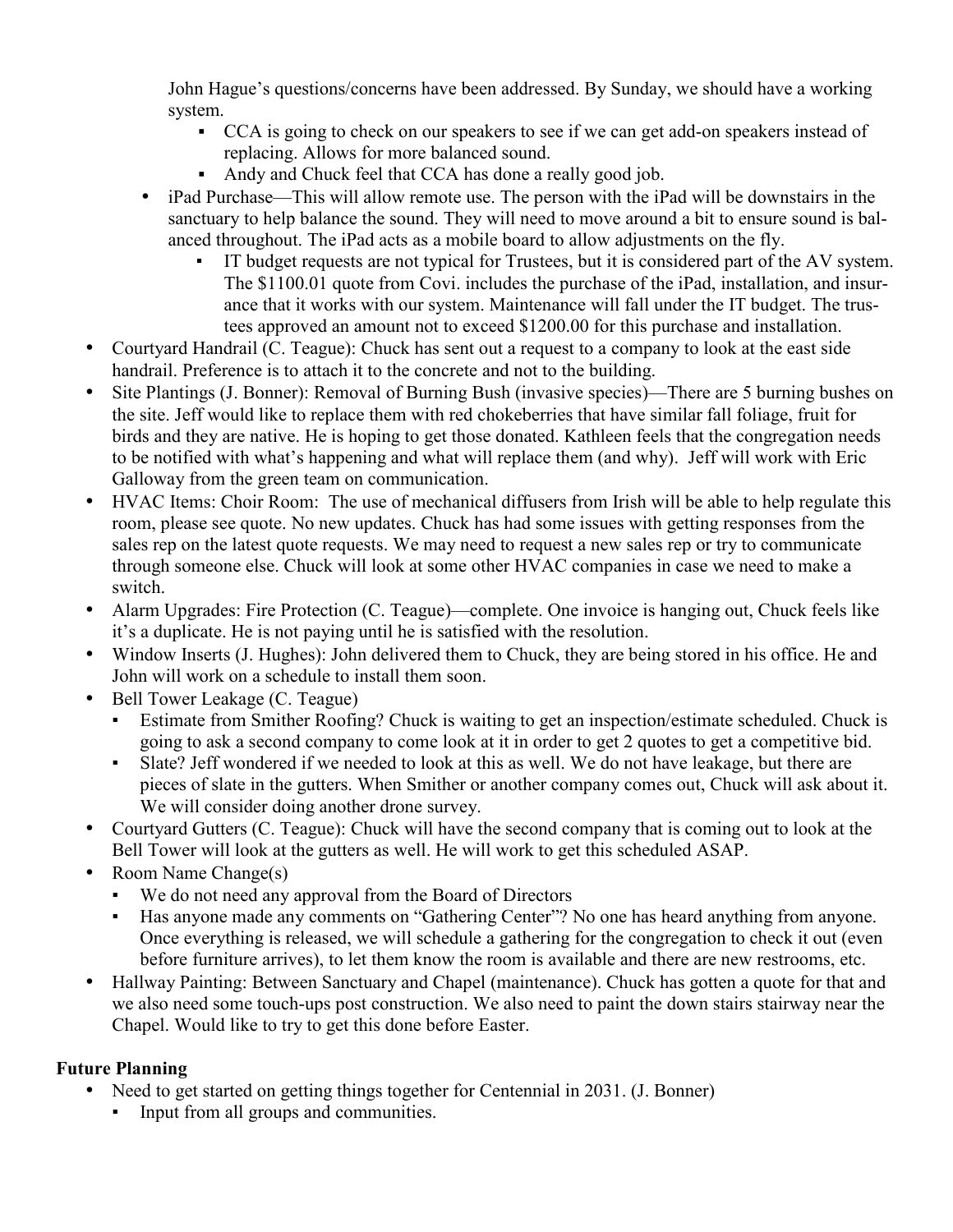John Hague's questions/concerns have been addressed. By Sunday, we should have a working system.

    - CCA is going to check on our speakers to see if we can get add-on speakers instead of replacing. Allows for more balanced sound.
    - Andy and Chuck feel that CCA has done a really good job.

  - iPad Purchase—This will allow remote use. The person with the iPad will be downstairs in the sanctuary to help balance the sound. They will need to move around a bit to ensure sound is balanced throughout. The iPad acts as a mobile board to allow adjustments on the fly.
    - IT budget requests are not typical for Trustees, but it is considered part of the AV system. The $1100.01 quote from Covi. includes the purchase of the iPad, installation, and insurance that it works with our system. Maintenance will fall under the IT budget. The trustees approved an amount not to exceed $1200.00 for this purchase and installation.

- Courtyard Handrail (C. Teague): Chuck has sent out a request to a company to look at the east side handrail. Preference is to attach it to the concrete and not to the building.
- Site Plantings (J. Bonner): Removal of Burning Bush (invasive species)—There are 5 burning bushes on the site. Jeff would like to replace them with red chokeberries that have similar fall foliage, fruit for birds and they are native. He is hoping to get those donated. Kathleen feels that the congregation needs to be notified with what's happening and what will replace them (and why). Jeff will work with Eric Galloway from the green team on communication.
- HVAC Items: Choir Room: The use of mechanical diffusers from Irish will be able to help regulate this room, please see quote. No new updates. Chuck has had some issues with getting responses from the sales rep on the latest quote requests. We may need to request a new sales rep or try to communicate through someone else. Chuck will look at some other HVAC companies in case we need to make a switch.
- Alarm Upgrades: Fire Protection (C. Teague)—complete. One invoice is hanging out, Chuck feels like it's a duplicate. He is not paying until he is satisfied with the resolution.
- Window Inserts (J. Hughes): John delivered them to Chuck, they are being stored in his office. He and John will work on a schedule to install them soon.
- Bell Tower Leakage (C. Teague)
  - Estimate from Smither Roofing? Chuck is waiting to get an inspection/estimate scheduled. Chuck is going to ask a second company to come look at it in order to get 2 quotes to get a competitive bid.
  - Slate? Jeff wondered if we needed to look at this as well. We do not have leakage, but there are pieces of slate in the gutters. When Smither or another company comes out, Chuck will ask about it. We will consider doing another drone survey.
- Courtyard Gutters (C. Teague): Chuck will have the second company that is coming out to look at the Bell Tower will look at the gutters as well. He will work to get this scheduled ASAP.
- Room Name Change(s)
  - We do not need any approval from the Board of Directors
  - Has anyone made any comments on "Gathering Center"? No one has heard anything from anyone. Once everything is released, we will schedule a gathering for the congregation to check it out (even before furniture arrives), to let them know the room is available and there are new restrooms, etc.
- Hallway Painting: Between Sanctuary and Chapel (maintenance). Chuck has gotten a quote for that and we also need some touch-ups post construction. We also need to paint the down stairs stairway near the Chapel. Would like to try to get this done before Easter.

**Future Planning**

- Need to get started on getting things together for Centennial in 2031. (J. Bonner)
  - Input from all groups and communities.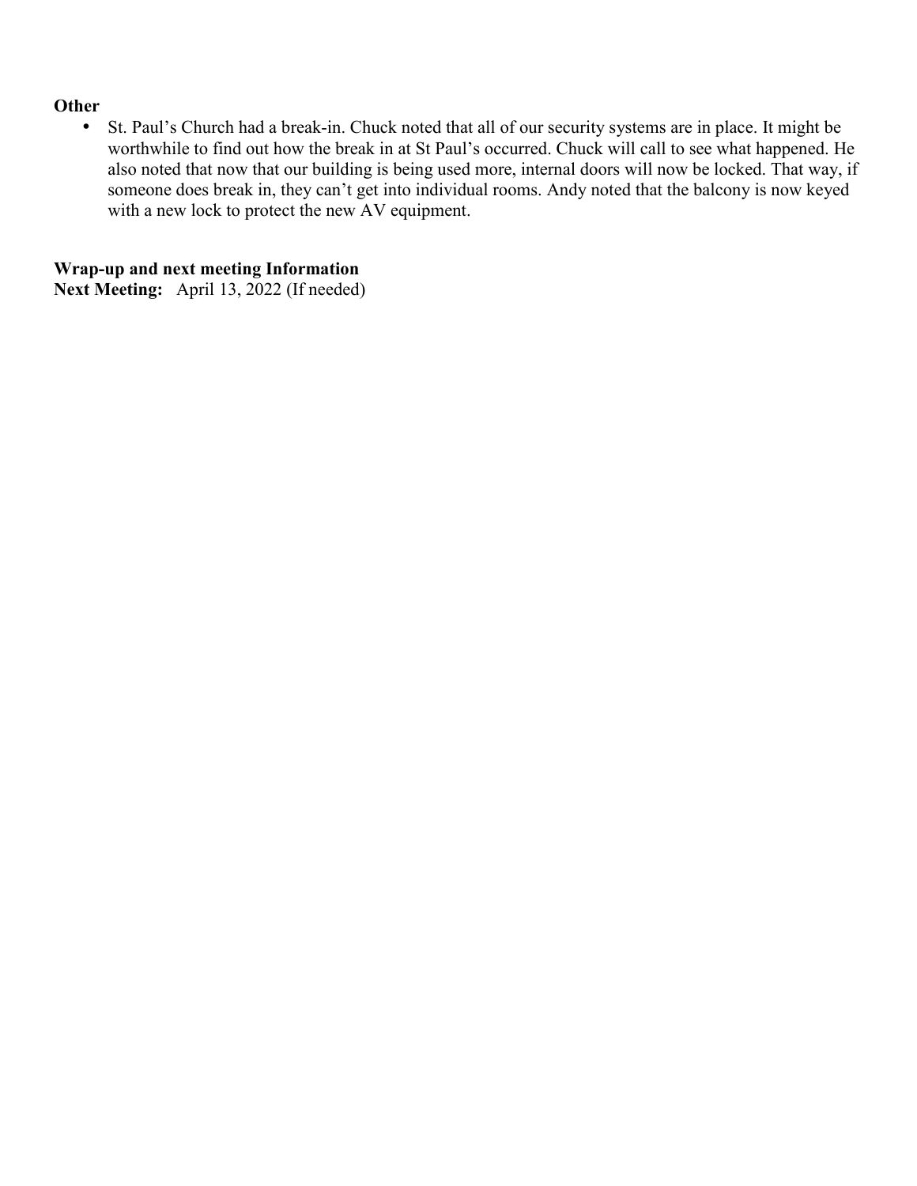**Other**

- St. Paul's Church had a break-in. Chuck noted that all of our security systems are in place. It might be worthwhile to find out how the break in at St Paul's occurred. Chuck will call to see what happened. He also noted that now that our building is being used more, internal doors will now be locked. That way, if someone does break in, they can't get into individual rooms. Andy noted that the balcony is now keyed with a new lock to protect the new AV equipment.

**Wrap-up and next meeting Information**

**Next Meeting:** April 13, 2022 (If needed)